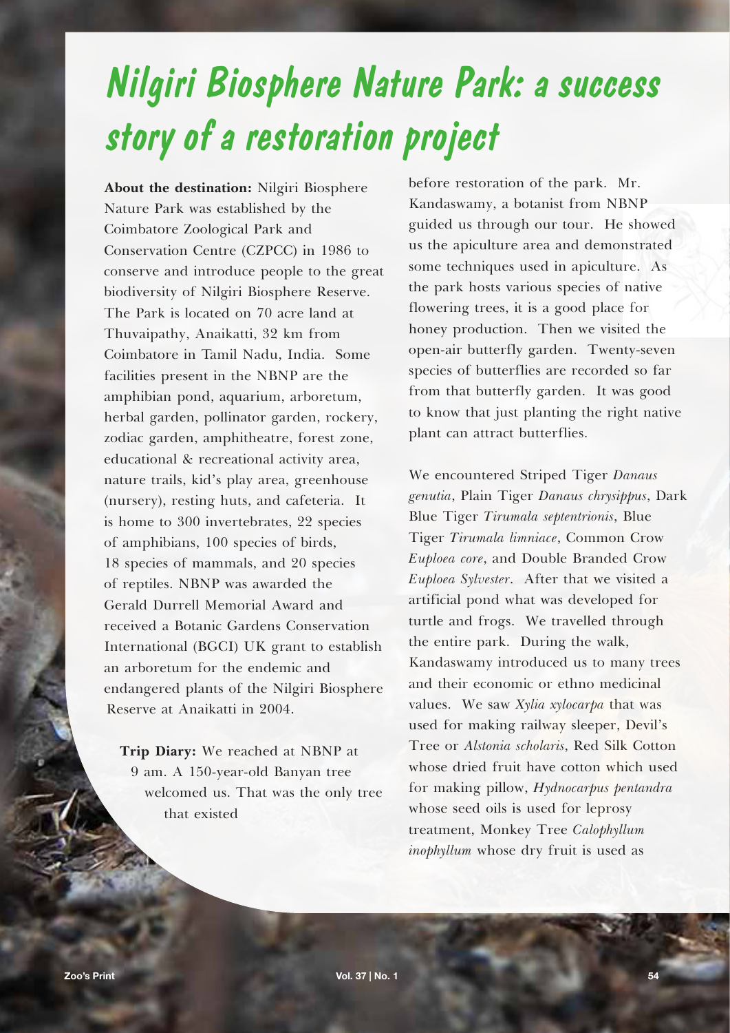# Nilgiri Biosphere Nature Park: a success story of a restoration project

**About the destination:** Nilgiri Biosphere Nature Park was established by the Coimbatore Zoological Park and Conservation Centre (CZPCC) in 1986 to conserve and introduce people to the great biodiversity of Nilgiri Biosphere Reserve. The Park is located on 70 acre land at Thuvaipathy, Anaikatti, 32 km from Coimbatore in Tamil Nadu, India. Some facilities present in the NBNP are the amphibian pond, aquarium, arboretum, herbal garden, pollinator garden, rockery, zodiac garden, amphitheatre, forest zone, educational & recreational activity area, nature trails, kid's play area, greenhouse (nursery), resting huts, and cafeteria. It is home to 300 invertebrates, 22 species of amphibians, 100 species of birds, 18 species of mammals, and 20 species of reptiles. NBNP was awarded the Gerald Durrell Memorial Award and received a Botanic Gardens Conservation International (BGCI) UK grant to establish an arboretum for the endemic and endangered plants of the Nilgiri Biosphere Reserve at Anaikatti in 2004.

**Trip Diary:** We reached at NBNP at 9 am. A 150-year-old Banyan tree welcomed us. That was the only tree that existed before restoration of the park. Mr. Kandaswamy, a botanist from NBNP guided us through our tour. He showed us the apiculture area and demonstrated some techniques used in apiculture. As the park hosts various species of native flowering trees, it is a good place for honey production. Then we visited the open-air butterfly garden. Twenty-seven species of butterflies are recorded so far from that butterfly garden. It was good to know that just planting the right native plant can attract butterflies.

We encountered Striped Tiger *Danaus genutia*, Plain Tiger *Danaus chrysippus*, Dark Blue Tiger *Tirumala septentrionis*, Blue Tiger *Tirumala limniace*, Common Crow *Euploea core*, and Double Branded Crow *Euploea Sylvester*. After that we visited a artificial pond what was developed for turtle and frogs. We travelled through the entire park. During the walk, Kandaswamy introduced us to many trees and their economic or ethno medicinal values. We saw *Xylia xylocarpa* that was used for making railway sleeper, Devil's Tree or *Alstonia scholaris*, Red Silk Cotton whose dried fruit have cotton which used for making pillow, *Hydnocarpus pentandra* whose seed oils is used for leprosy treatment, Monkey Tree *Calophyllum inophyllum* whose dry fruit is used as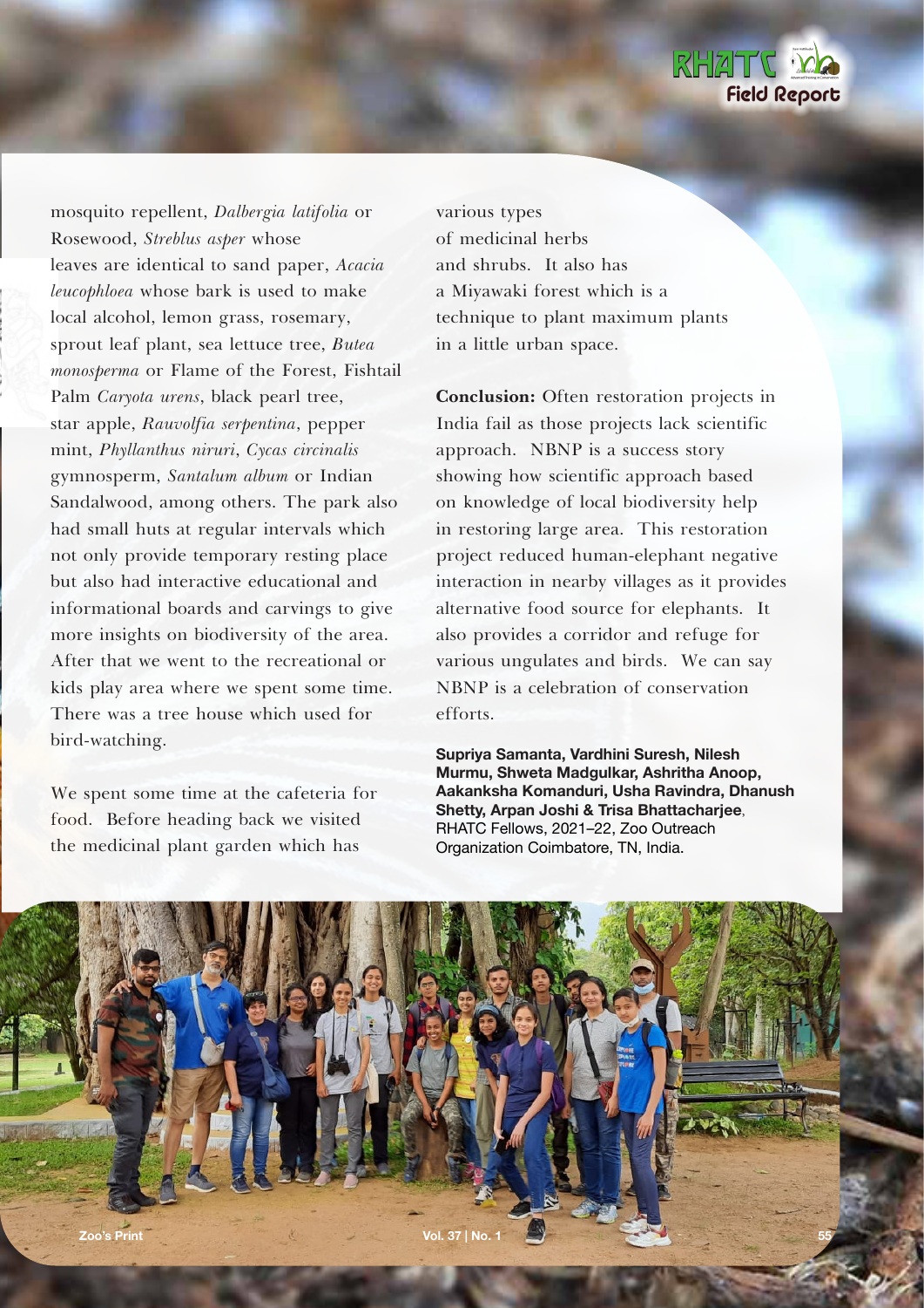mosquito repellent, *Dalbergia latifolia* or Rosewood, *Streblus asper* whose leaves are identical to sand paper, *Acacia leucophloea* whose bark is used to make local alcohol, lemon grass, rosemary, sprout leaf plant, sea lettuce tree, *Butea monosperma* or Flame of the Forest, Fishtail Palm *Caryota urens*, black pearl tree, star apple, *Rauvolfia serpentina*, pepper mint, *Phyllanthus niruri*, *Cycas circinalis* gymnosperm, *Santalum album* or Indian Sandalwood, among others. The park also had small huts at regular intervals which not only provide temporary resting place but also had interactive educational and informational boards and carvings to give more insights on biodiversity of the area. After that we went to the recreational or kids play area where we spent some time. There was a tree house which used for bird-watching.

We spent some time at the cafeteria for food. Before heading back we visited the medicinal plant garden which has various types of medicinal herbs and shrubs. It also has a Miyawaki forest which is a technique to plant maximum plants in a little urban space.

**Conclusion:** Often restoration projects in India fail as those projects lack scientific approach. NBNP is a success story showing how scientific approach based on knowledge of local biodiversity help in restoring large area. This restoration project reduced human-elephant negative interaction in nearby villages as it provides alternative food source for elephants. It also provides a corridor and refuge for various ungulates and birds. We can say NBNP is a celebration of conservation efforts.

**Supriya Samanta, Vardhini Suresh, Nilesh Murmu, Shweta Madgulkar, Ashritha Anoop, Aakanksha Komanduri, Usha Ravindra, Dhanush Shetty, Arpan Joshi & Trisa Bhattacharjee**, RHATC Fellows, 2021–22, Zoo Outreach Organization Coimbatore, TN, India.